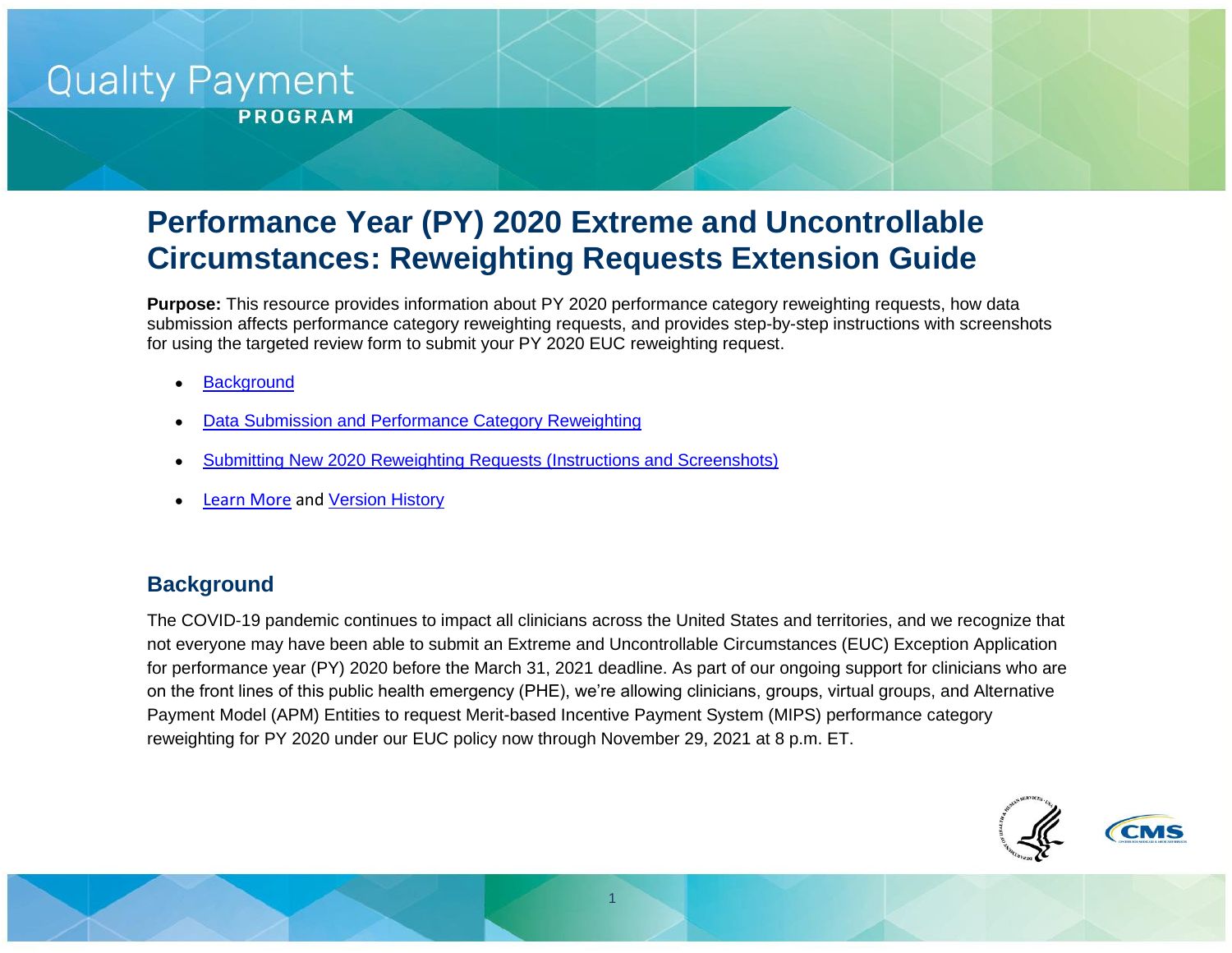Quality Payment PROGRAM

# Performance Year (PY) 2020 Extreme and Uncontrollable Circumstances: Reweighting Requests Extension Guide

**Purpose:** This resource provides information about PY 2020 performance category reweighting requests, how data submission affects performance category reweighting requests, and provides step-by-step instructions with screenshots for using the targeted review form to submit your PY 2020 EUC reweighting request.

- Background
- Data Submission and Performance Category Reweighting
- Submitting New 2020 Reweighting Requests (Instructions and Screenshots)
- Learn More and Version History

## Background

The COVID-19 pandemic continues to impact all clinicians across the United States and territories, and we recognize that not everyone may have been able to submit an Extreme and Uncontrollable Circumstances (EUC) Exception Application for performance year (PY) 2020 before the March 31, 2021 deadline. As part of our ongoing support for clinicians who are on the front lines of this public health emergency (PHE), we're allowing clinicians, groups, virtual groups, and Alternative Payment Model (APM) Entities to request Merit-based Incentive Payment System (MIPS) performance category reweighting for PY 2020 under our EUC policy now through November 29, 2021 at 8 p.m. ET.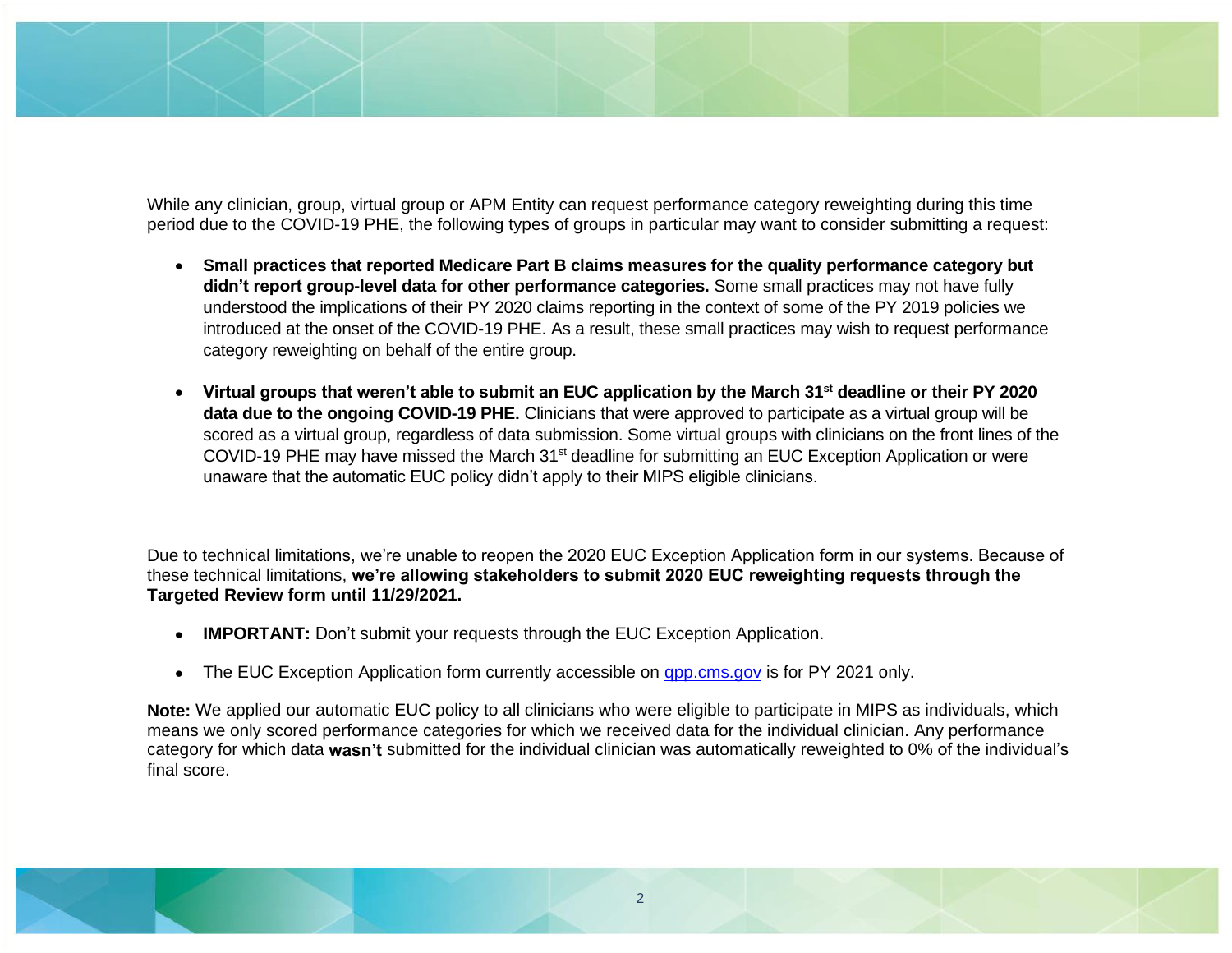While any clinician, group, virtual group or APM Entity can request performance category reweighting during this time period due to the COVID-19 PHE, the following types of groups in particular may want to consider submitting a request:

- **Small practices that reported Medicare Part B claims measures for the quality performance category but didn't report group-level data for other performance categories.** Some small practices may not have fully understood the implications of their PY 2020 claims reporting in the context of some of the PY 2019 policies we introduced at the onset of the COVID-19 PHE. As a result, these small practices may wish to request performance category reweighting on behalf of the entire group.

- **Virtual groups that weren't able to submit an EUC application by the March 31st deadline or their PY 2020 data due to the ongoing COVID-19 PHE.** Clinicians that were approved to participate as a virtual group will be scored as a virtual group, regardless of data submission. Some virtual groups with clinicians on the front lines of the COVID-19 PHE may have missed the March 31st deadline for submitting an EUC Exception Application or were unaware that the automatic EUC policy didn't apply to their MIPS eligible clinicians.

Due to technical limitations, we're unable to reopen the 2020 EUC Exception Application form in our systems. Because of these technical limitations, **we're allowing stakeholders to submit 2020 EUC reweighting requests through the Targeted Review form until 11/29/2021.**

- **IMPORTANT:** Don't submit your requests through the EUC Exception Application.
- The EUC Exception Application form currently accessible on [qpp.cms.gov](qpp.cms.gov) is for PY 2021 only.

**Note:** We applied our automatic EUC policy to all clinicians who were eligible to participate in MIPS as individuals, which means we only scored performance categories for which we received data for the individual clinician. Any performance category for which data **wasn't** submitted for the individual clinician was automatically reweighted to 0% of the individual's final score.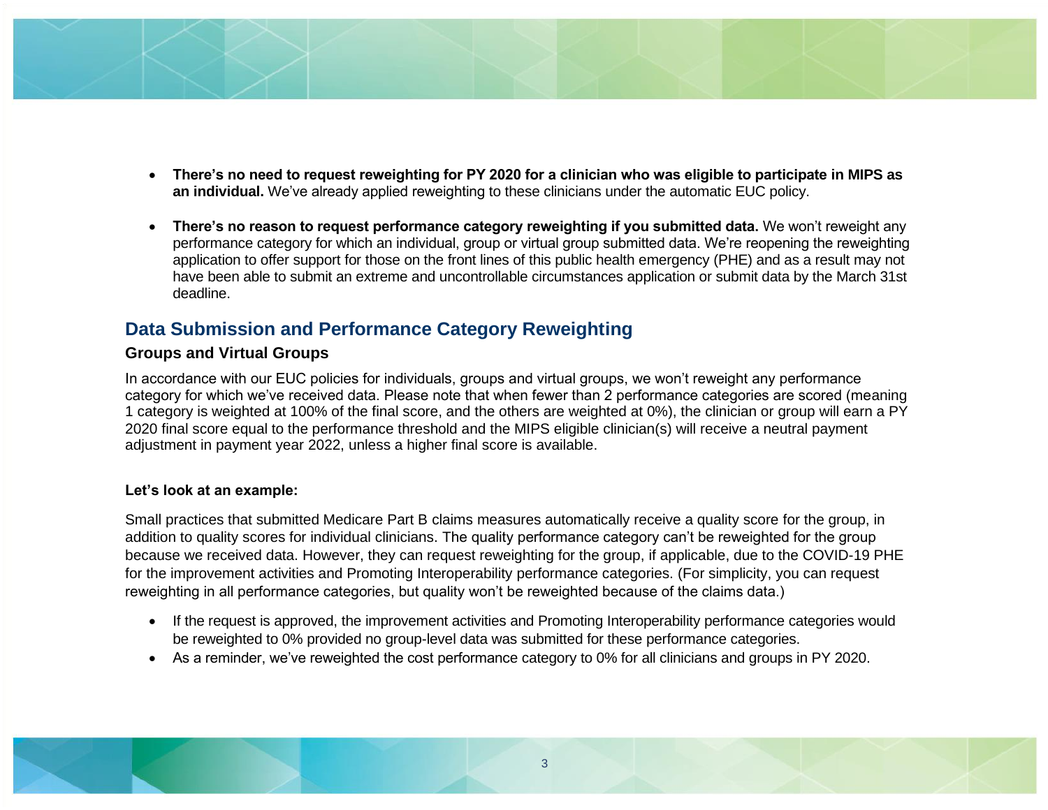- **There's no need to request reweighting for PY 2020 for a clinician who was eligible to participate in MIPS as an individual.** We've already applied reweighting to these clinicians under the automatic EUC policy.

- **There's no reason to request performance category reweighting if you submitted data.** We won't reweight any performance category for which an individual, group or virtual group submitted data. We're reopening the reweighting application to offer support for those on the front lines of this public health emergency (PHE) and as a result may not have been able to submit an extreme and uncontrollable circumstances application or submit data by the March 31st deadline.

## Data Submission and Performance Category Reweighting

### Groups and Virtual Groups

In accordance with our EUC policies for individuals, groups and virtual groups, we won't reweight any performance category for which we've received data. Please note that when fewer than 2 performance categories are scored (meaning 1 category is weighted at 100% of the final score, and the others are weighted at 0%), the clinician or group will earn a PY 2020 final score equal to the performance threshold and the MIPS eligible clinician(s) will receive a neutral payment adjustment in payment year 2022, unless a higher final score is available.

**Let's look at an example:**

Small practices that submitted Medicare Part B claims measures automatically receive a quality score for the group, in addition to quality scores for individual clinicians. The quality performance category can't be reweighted for the group because we received data. However, they can request reweighting for the group, if applicable, due to the COVID-19 PHE for the improvement activities and Promoting Interoperability performance categories. (For simplicity, you can request reweighting in all performance categories, but quality won't be reweighted because of the claims data.)

- If the request is approved, the improvement activities and Promoting Interoperability performance categories would be reweighted to 0% provided no group-level data was submitted for these performance categories.
- As a reminder, we've reweighted the cost performance category to 0% for all clinicians and groups in PY 2020.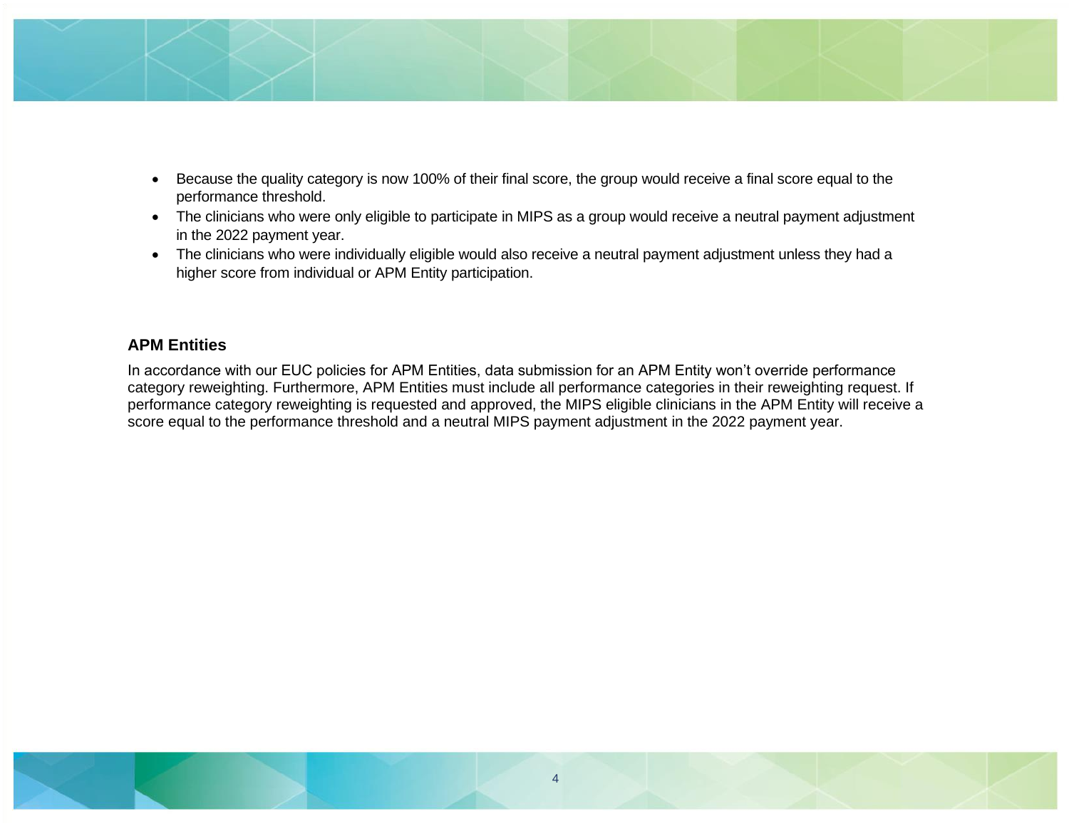- Because the quality category is now 100% of their final score, the group would receive a final score equal to the performance threshold.
- The clinicians who were only eligible to participate in MIPS as a group would receive a neutral payment adjustment in the 2022 payment year.
- The clinicians who were individually eligible would also receive a neutral payment adjustment unless they had a higher score from individual or APM Entity participation.

### APM Entities

In accordance with our EUC policies for APM Entities, data submission for an APM Entity won't override performance category reweighting. Furthermore, APM Entities must include all performance categories in their reweighting request. If performance category reweighting is requested and approved, the MIPS eligible clinicians in the APM Entity will receive a score equal to the performance threshold and a neutral MIPS payment adjustment in the 2022 payment year.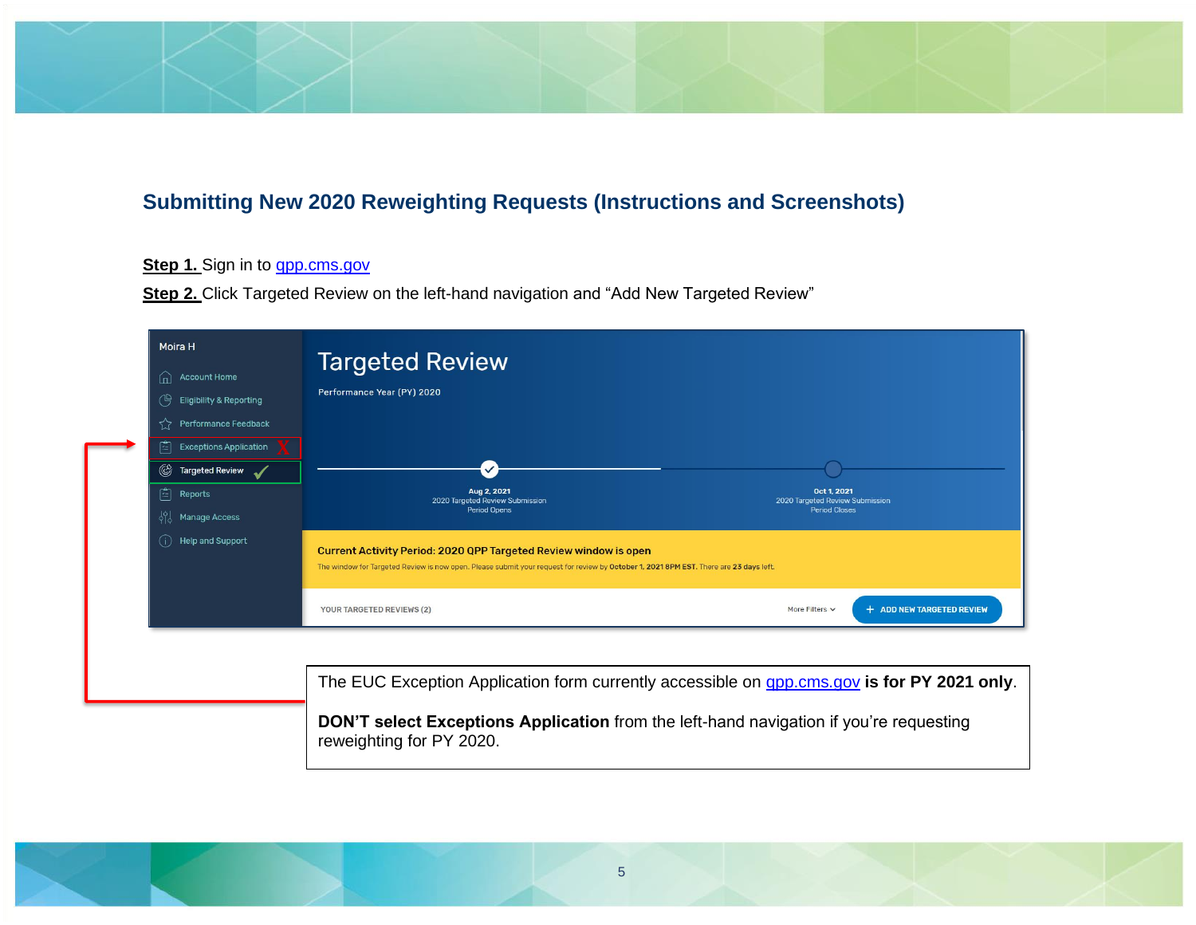## Submitting New 2020 Reweighting Requests (Instructions and Screenshots)

**Step 1.** Sign in to [qpp.cms.gov](https://qpp.cms.gov)

**Step 2.** Click Targeted Review on the left-hand navigation and "Add New Targeted Review"

Moira H

- Account Home
- Eligibility & Reporting
- Performance Feedback
- Exceptions Application
- Targeted Review
- Reports
- Manage Access
- Help and Support

Targeted Review

Performance Year (PY) 2020

Aug 2, 2021 2020 Targeted Review Submission Period Opens

Oct 1, 2021 2020 Targeted Review Submission Period Closes

Current Activity Period: 2020 QPP Targeted Review window is open

The window for Targeted Review is now open. Please submit your request for review by **October 1, 2021 8PM EST**. There are **23 days** left.

YOUR TARGETED REVIEWS (2) More Filters + ADD NEW TARGETED REVIEW

The EUC Exception Application form currently accessible on [qpp.cms.gov](https://qpp.cms.gov) **is for PY 2021 only**.

**DON'T select Exceptions Application** from the left-hand navigation if you're requesting reweighting for PY 2020.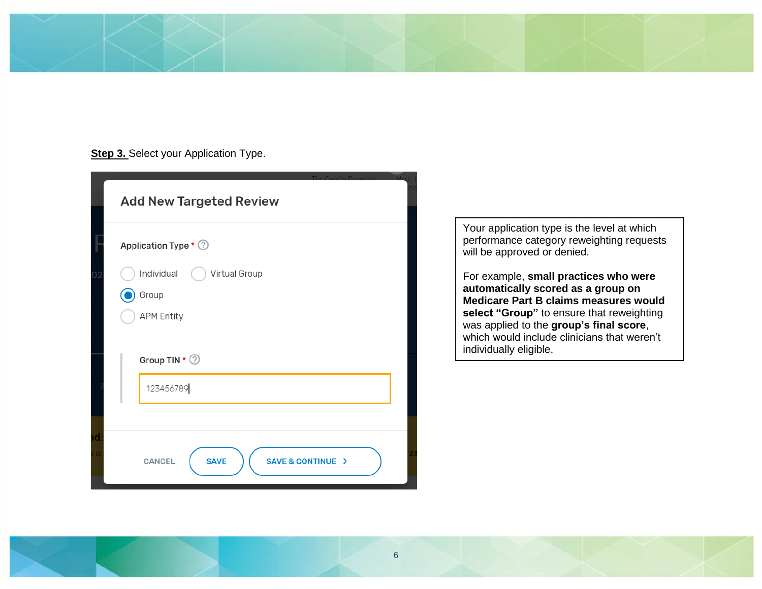**Step 3.** Select your Application Type.

Add New Targeted Review

Application Type * 

- Individual
- Virtual Group
- Group (selected)
- APM Entity

Group TIN *

123456789

CANCEL | SAVE | SAVE & CONTINUE >

Your application type is the level at which performance category reweighting requests will be approved or denied.

For example, **small practices who were automatically scored as a group on Medicare Part B claims measures would select "Group"** to ensure that reweighting was applied to the **group's final score**, which would include clinicians that weren't individually eligible.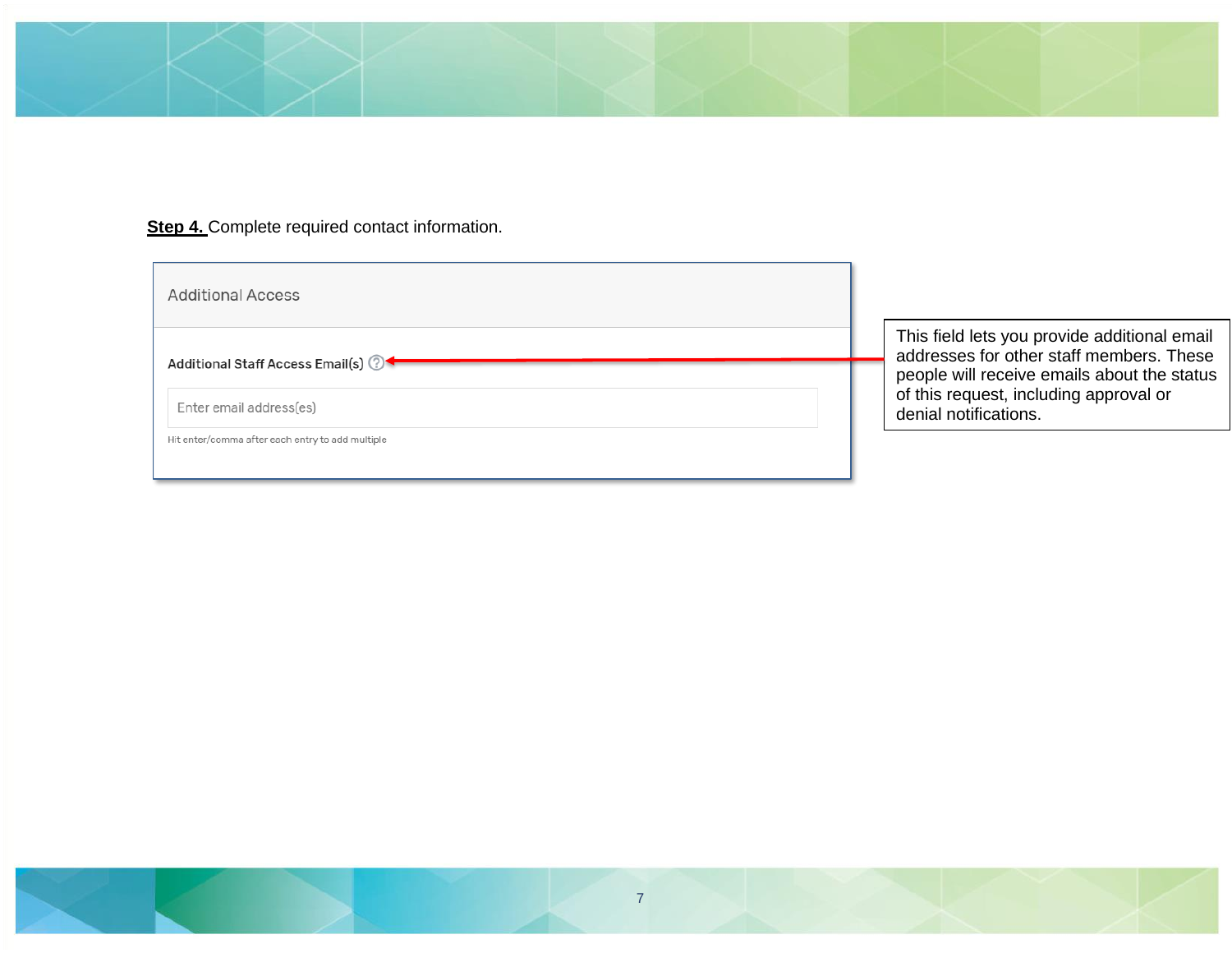**Step 4.** Complete required contact information.

Additional Access

Additional Staff Access Email(s)

Enter email address(es)

Hit enter/comma after each entry to add multiple

This field lets you provide additional email addresses for other staff members. These people will receive emails about the status of this request, including approval or denial notifications.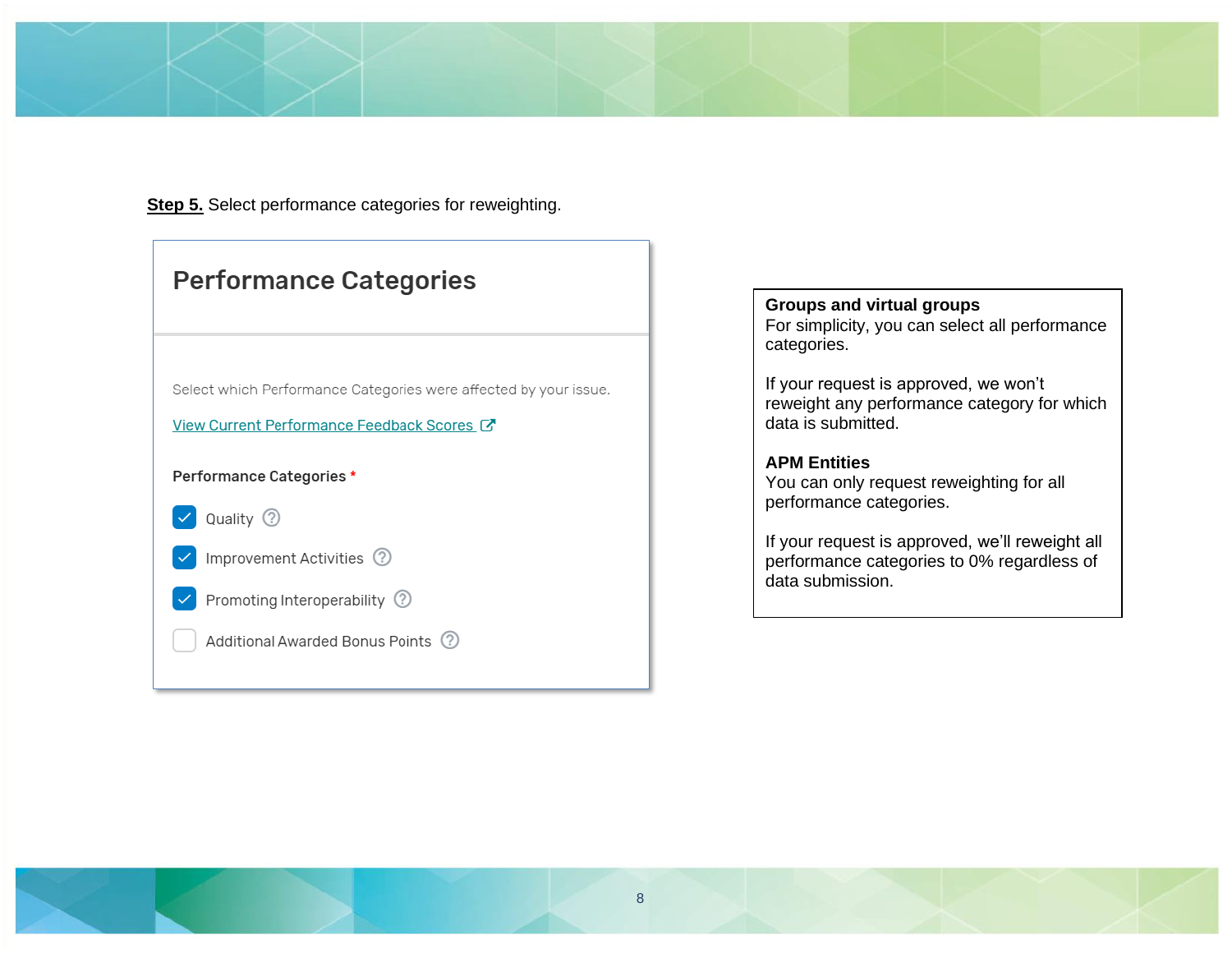**Step 5.** Select performance categories for reweighting.

## Performance Categories

Select which Performance Categories were affected by your issue.

View Current Performance Feedback Scores

**Performance Categories** *

- [x] Quality
- [x] Improvement Activities
- [x] Promoting Interoperability
- [ ] Additional Awarded Bonus Points

**Groups and virtual groups**
For simplicity, you can select all performance categories.

If your request is approved, we won't reweight any performance category for which data is submitted.

**APM Entities**
You can only request reweighting for all performance categories.

If your request is approved, we'll reweight all performance categories to 0% regardless of data submission.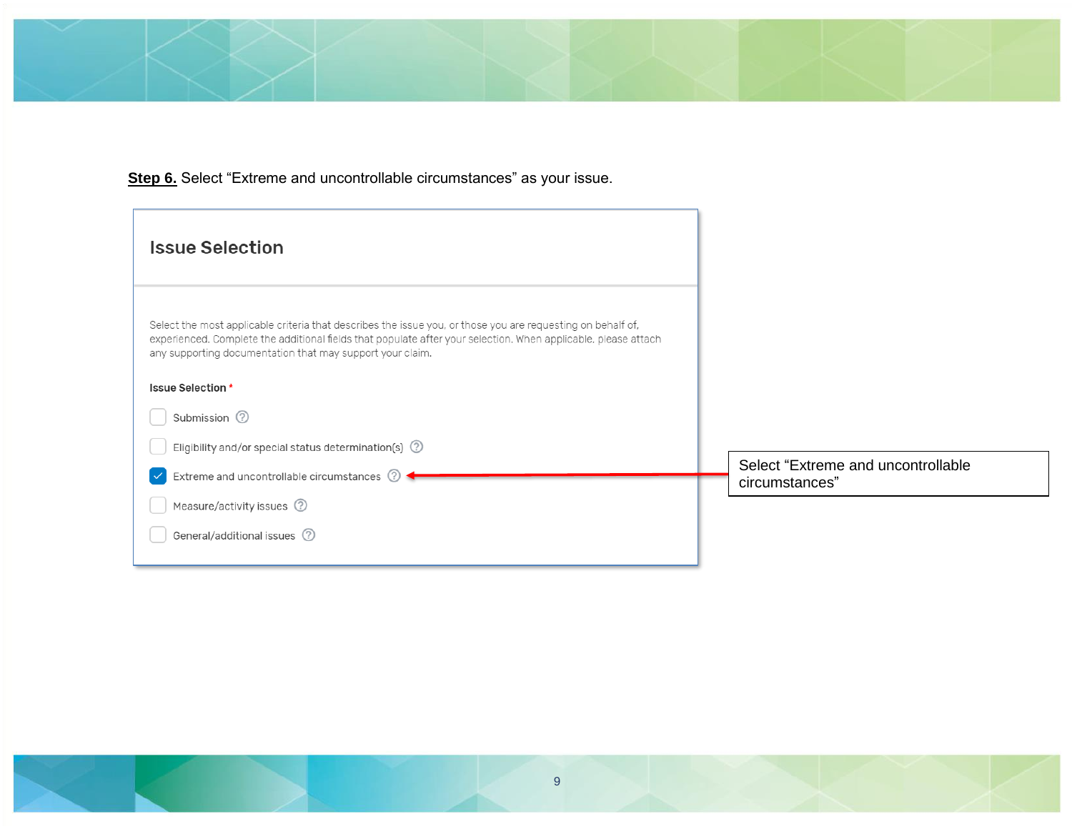**Step 6.** Select "Extreme and uncontrollable circumstances" as your issue.

## Issue Selection

Select the most applicable criteria that describes the issue you, or those you are requesting on behalf of, experienced. Complete the additional fields that populate after your selection. When applicable, please attach any supporting documentation that may support your claim.

**Issue Selection** *

- [ ] Submission
- [ ] Eligibility and/or special status determination(s)
- [x] Extreme and uncontrollable circumstances
- [ ] Measure/activity issues
- [ ] General/additional issues

Select "Extreme and uncontrollable circumstances"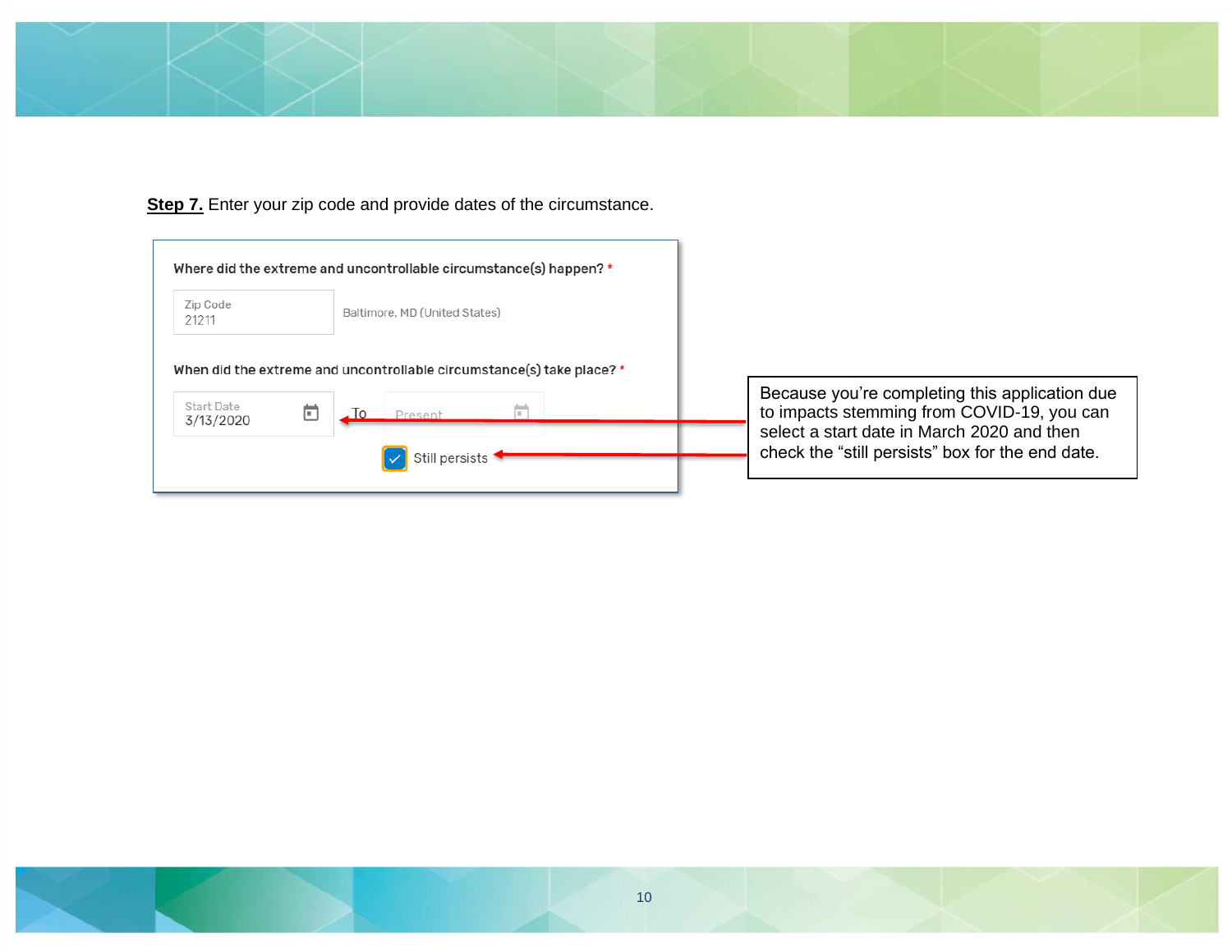**Step 7.** Enter your zip code and provide dates of the circumstance.

Where did the extreme and uncontrollable circumstance(s) happen? *

Zip Code
21211

Baltimore, MD (United States)

When did the extreme and uncontrollable circumstance(s) take place? *

Start Date
3/13/2020

To

Present

Still persists

Because you're completing this application due to impacts stemming from COVID-19, you can select a start date in March 2020 and then check the "still persists" box for the end date.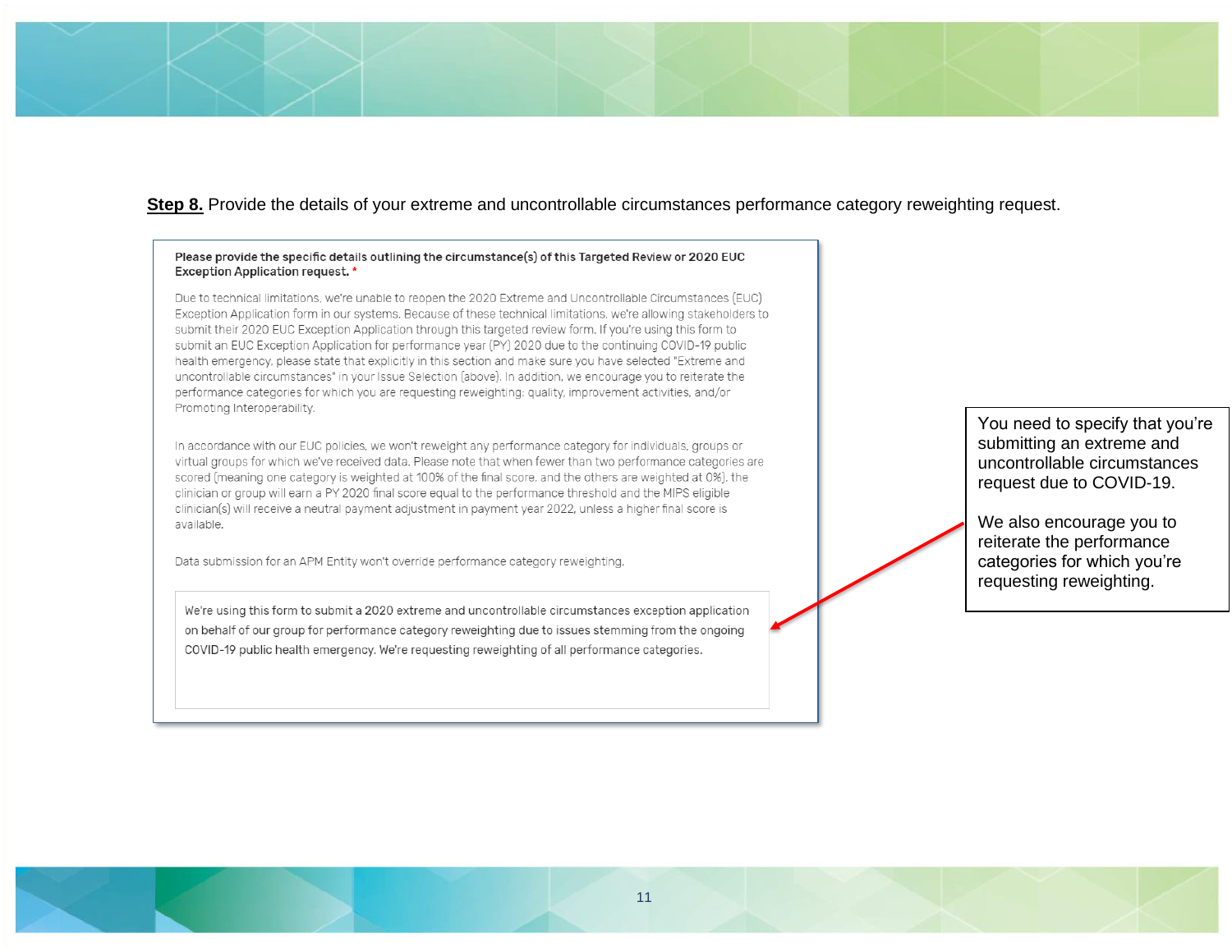**Step 8.** Provide the details of your extreme and uncontrollable circumstances performance category reweighting request.

**Please provide the specific details outlining the circumstance(s) of this Targeted Review or 2020 EUC Exception Application request.** *

Due to technical limitations, we're unable to reopen the 2020 Extreme and Uncontrollable Circumstances (EUC) Exception Application form in our systems. Because of these technical limitations, we're allowing stakeholders to submit their 2020 EUC Exception Application through this targeted review form. If you're using this form to submit an EUC Exception Application for performance year (PY) 2020 due to the continuing COVID-19 public health emergency, please state that explicitly in this section and make sure you have selected "Extreme and uncontrollable circumstances" in your Issue Selection (above). In addition, we encourage you to reiterate the performance categories for which you are requesting reweighting: quality, improvement activities, and/or Promoting Interoperability.

In accordance with our EUC policies, we won't reweight any performance category for individuals, groups or virtual groups for which we've received data. Please note that when fewer than two performance categories are scored (meaning one category is weighted at 100% of the final score, and the others are weighted at 0%), the clinician or group will earn a PY 2020 final score equal to the performance threshold and the MIPS eligible clinician(s) will receive a neutral payment adjustment in payment year 2022, unless a higher final score is available.

Data submission for an APM Entity won't override performance category reweighting.

> We're using this form to submit a 2020 extreme and uncontrollable circumstances exception application on behalf of our group for performance category reweighting due to issues stemming from the ongoing COVID-19 public health emergency. We're requesting reweighting of all performance categories.

You need to specify that you're submitting an extreme and uncontrollable circumstances request due to COVID-19.

We also encourage you to reiterate the performance categories for which you're requesting reweighting.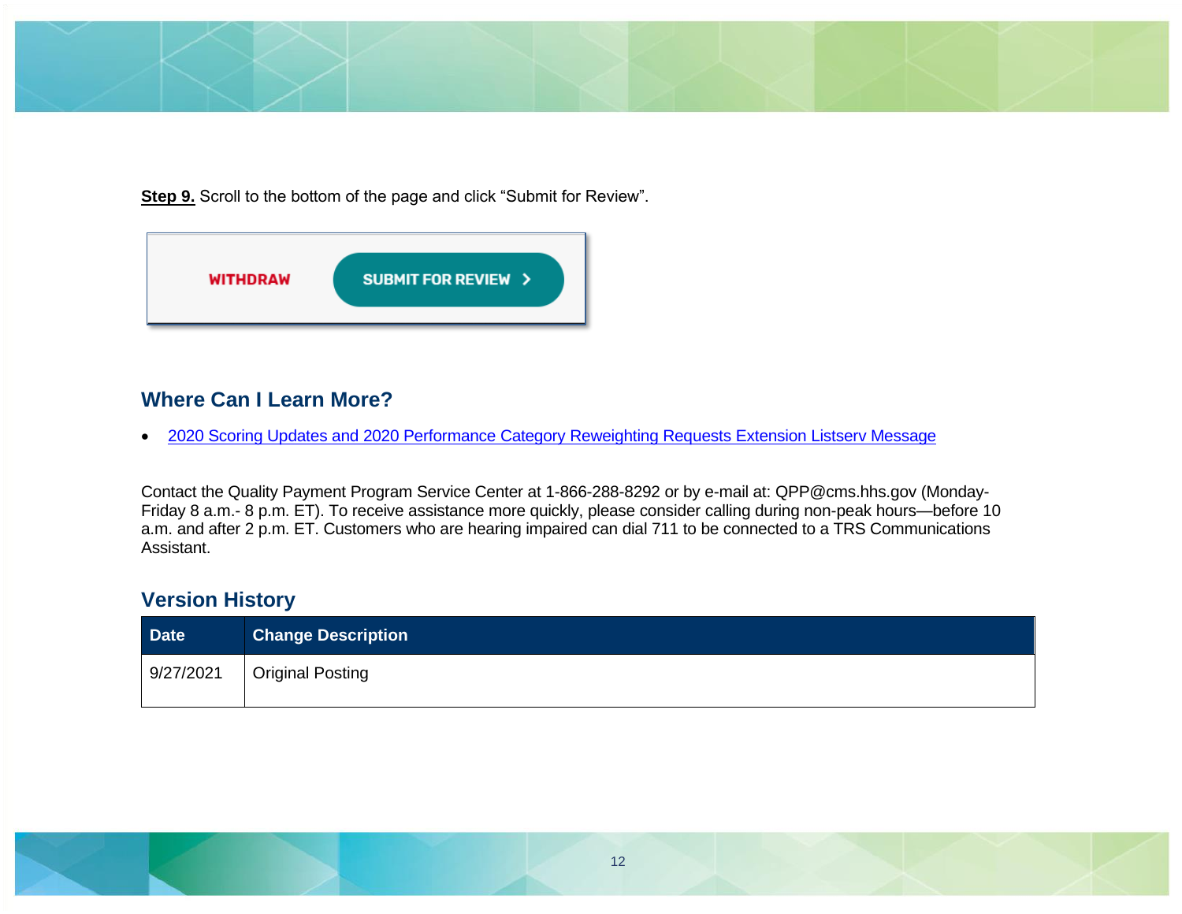**Step 9.** Scroll to the bottom of the page and click "Submit for Review".

## Where Can I Learn More?

- 2020 Scoring Updates and 2020 Performance Category Reweighting Requests Extension Listserv Message

Contact the Quality Payment Program Service Center at 1-866-288-8292 or by e-mail at: QPP@cms.hhs.gov (Monday-Friday 8 a.m.- 8 p.m. ET). To receive assistance more quickly, please consider calling during non-peak hours—before 10 a.m. and after 2 p.m. ET. Customers who are hearing impaired can dial 711 to be connected to a TRS Communications Assistant.

## Version History

| Date | Change Description |
|---|---|
| 9/27/2021 | Original Posting |